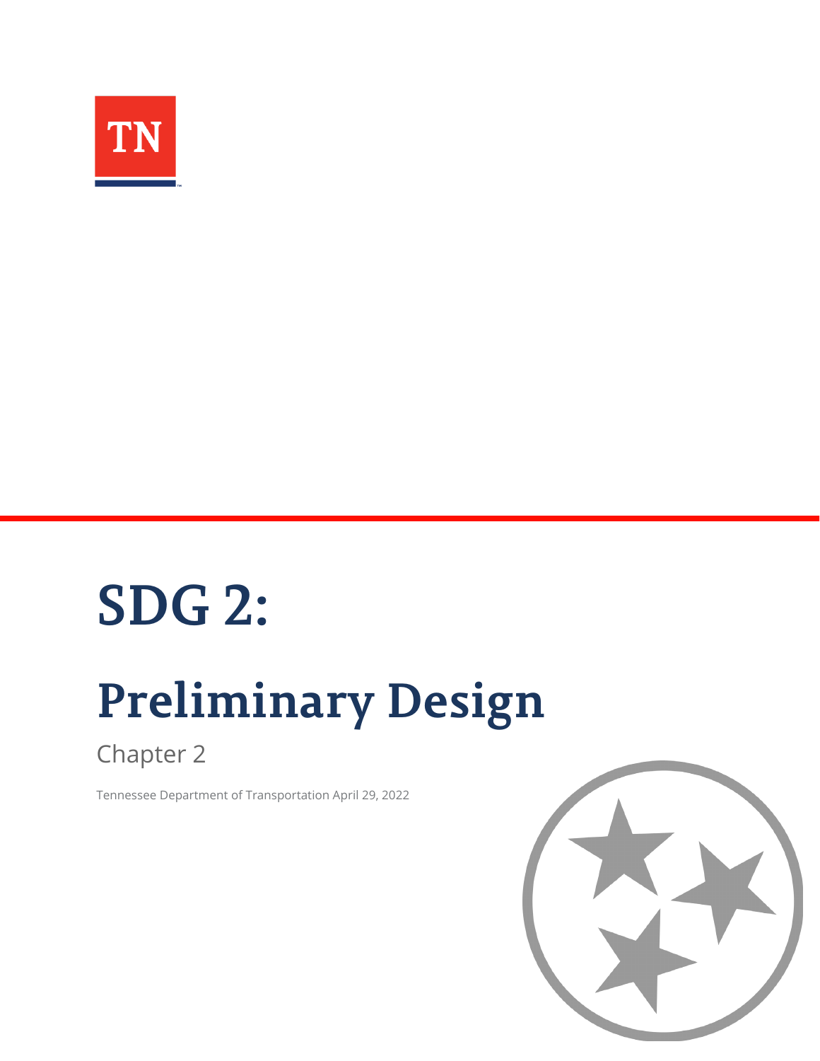# SDG 2:

# Preliminary Design

Chapter 2

Tennessee Department of Transportation April 29, 2022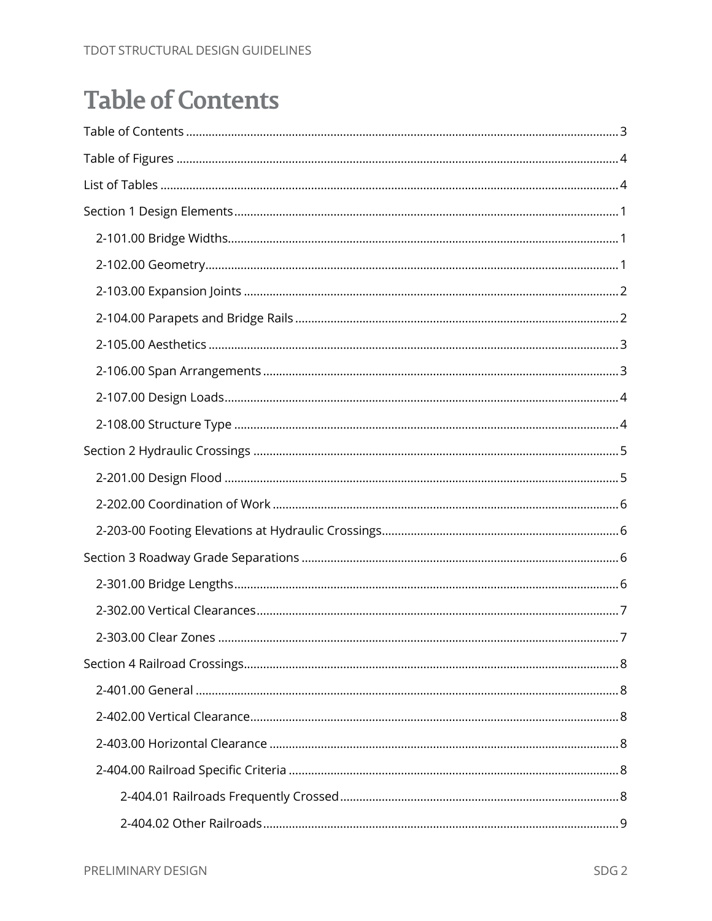# Table of Contents

Table of Contents .......... 3

Table of Figures .......... 4

List of Tables .......... 4

Section 1 Design Elements .......... 1

- 2-101.00 Bridge Widths .......... 1
- 2-102.00 Geometry .......... 1
- 2-103.00 Expansion Joints .......... 2
- 2-104.00 Parapets and Bridge Rails .......... 2
- 2-105.00 Aesthetics .......... 3
- 2-106.00 Span Arrangements .......... 3
- 2-107.00 Design Loads .......... 4
- 2-108.00 Structure Type .......... 4

Section 2 Hydraulic Crossings .......... 5

- 2-201.00 Design Flood .......... 5
- 2-202.00 Coordination of Work .......... 6
- 2-203-00 Footing Elevations at Hydraulic Crossings .......... 6

Section 3 Roadway Grade Separations .......... 6

- 2-301.00 Bridge Lengths .......... 6
- 2-302.00 Vertical Clearances .......... 7
- 2-303.00 Clear Zones .......... 7

Section 4 Railroad Crossings .......... 8

- 2-401.00 General .......... 8
- 2-402.00 Vertical Clearance .......... 8
- 2-403.00 Horizontal Clearance .......... 8
- 2-404.00 Railroad Specific Criteria .......... 8
  - 2-404.01 Railroads Frequently Crossed .......... 8
  - 2-404.02 Other Railroads .......... 9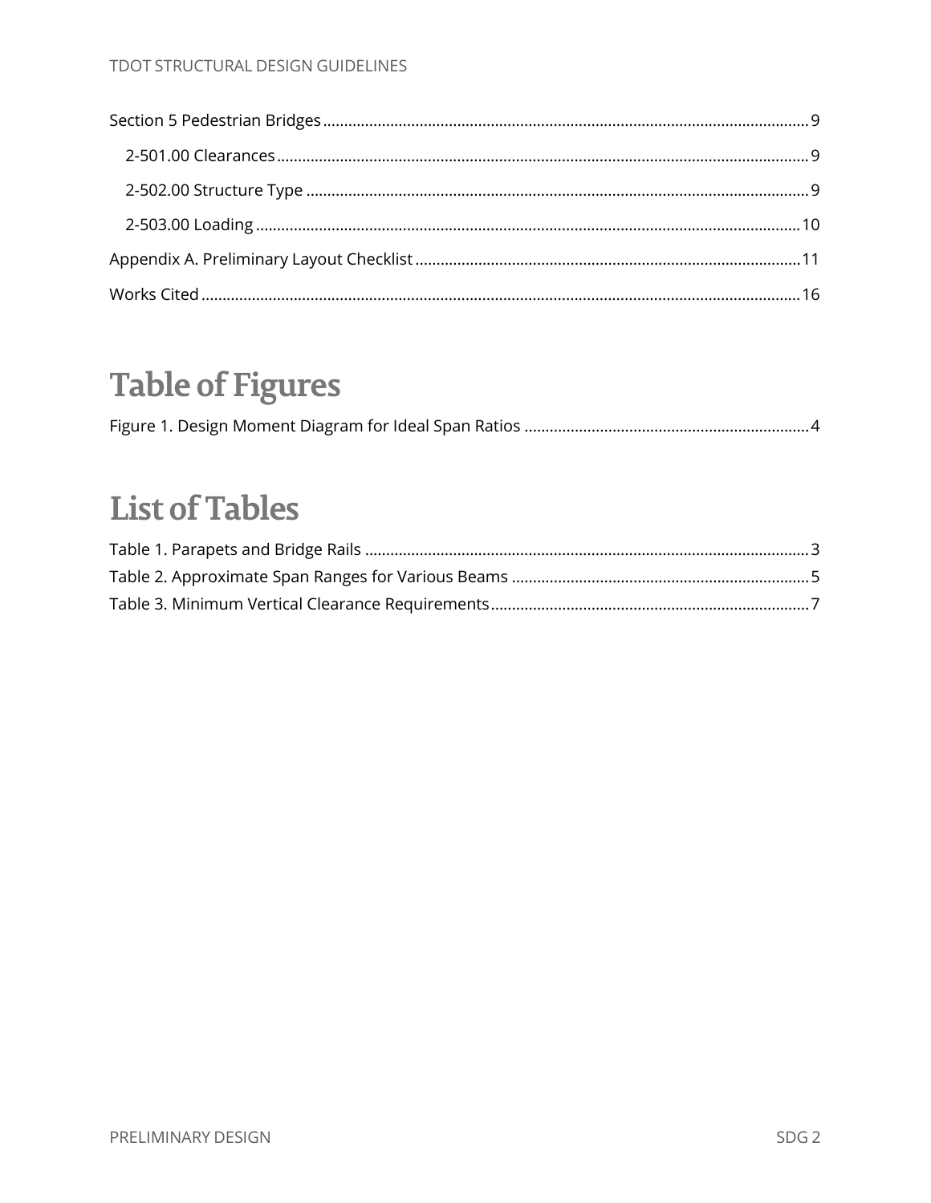Section 5 Pedestrian Bridges ..... 9

2-501.00 Clearances ..... 9

2-502.00 Structure Type ..... 9

2-503.00 Loading ..... 10

Appendix A. Preliminary Layout Checklist ..... 11

Works Cited ..... 16

# Table of Figures

Figure 1. Design Moment Diagram for Ideal Span Ratios ..... 4

# List of Tables

Table 1. Parapets and Bridge Rails ..... 3

Table 2. Approximate Span Ranges for Various Beams ..... 5

Table 3. Minimum Vertical Clearance Requirements ..... 7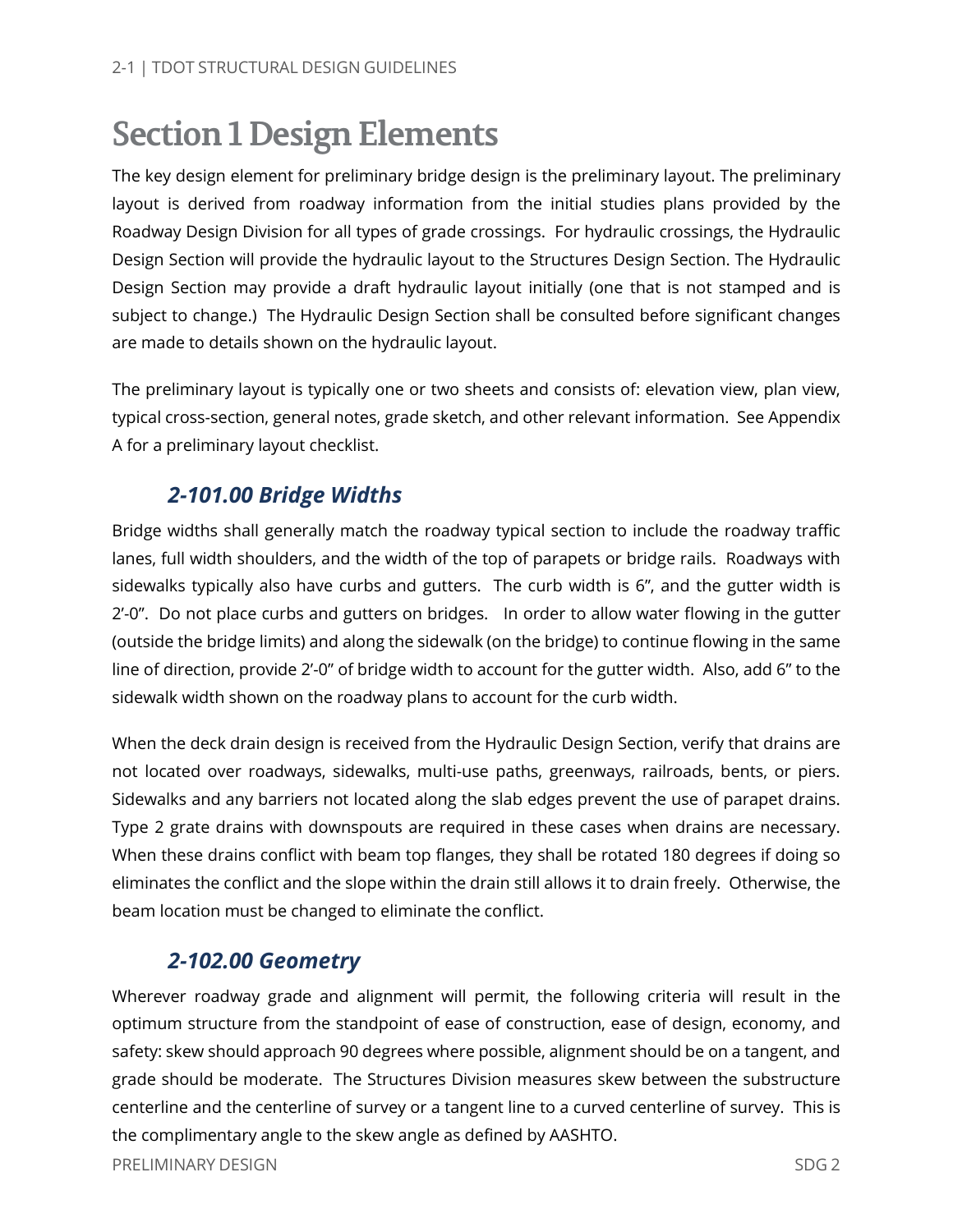# Section 1 Design Elements

The key design element for preliminary bridge design is the preliminary layout. The preliminary layout is derived from roadway information from the initial studies plans provided by the Roadway Design Division for all types of grade crossings. For hydraulic crossings, the Hydraulic Design Section will provide the hydraulic layout to the Structures Design Section. The Hydraulic Design Section may provide a draft hydraulic layout initially (one that is not stamped and is subject to change.) The Hydraulic Design Section shall be consulted before significant changes are made to details shown on the hydraulic layout.

The preliminary layout is typically one or two sheets and consists of: elevation view, plan view, typical cross-section, general notes, grade sketch, and other relevant information. See Appendix A for a preliminary layout checklist.

### *2-101.00 Bridge Widths*

Bridge widths shall generally match the roadway typical section to include the roadway traffic lanes, full width shoulders, and the width of the top of parapets or bridge rails. Roadways with sidewalks typically also have curbs and gutters. The curb width is 6", and the gutter width is 2'-0". Do not place curbs and gutters on bridges. In order to allow water flowing in the gutter (outside the bridge limits) and along the sidewalk (on the bridge) to continue flowing in the same line of direction, provide 2'-0" of bridge width to account for the gutter width. Also, add 6" to the sidewalk width shown on the roadway plans to account for the curb width.

When the deck drain design is received from the Hydraulic Design Section, verify that drains are not located over roadways, sidewalks, multi-use paths, greenways, railroads, bents, or piers. Sidewalks and any barriers not located along the slab edges prevent the use of parapet drains. Type 2 grate drains with downspouts are required in these cases when drains are necessary. When these drains conflict with beam top flanges, they shall be rotated 180 degrees if doing so eliminates the conflict and the slope within the drain still allows it to drain freely. Otherwise, the beam location must be changed to eliminate the conflict.

### *2-102.00 Geometry*

Wherever roadway grade and alignment will permit, the following criteria will result in the optimum structure from the standpoint of ease of construction, ease of design, economy, and safety: skew should approach 90 degrees where possible, alignment should be on a tangent, and grade should be moderate. The Structures Division measures skew between the substructure centerline and the centerline of survey or a tangent line to a curved centerline of survey. This is the complimentary angle to the skew angle as defined by AASHTO.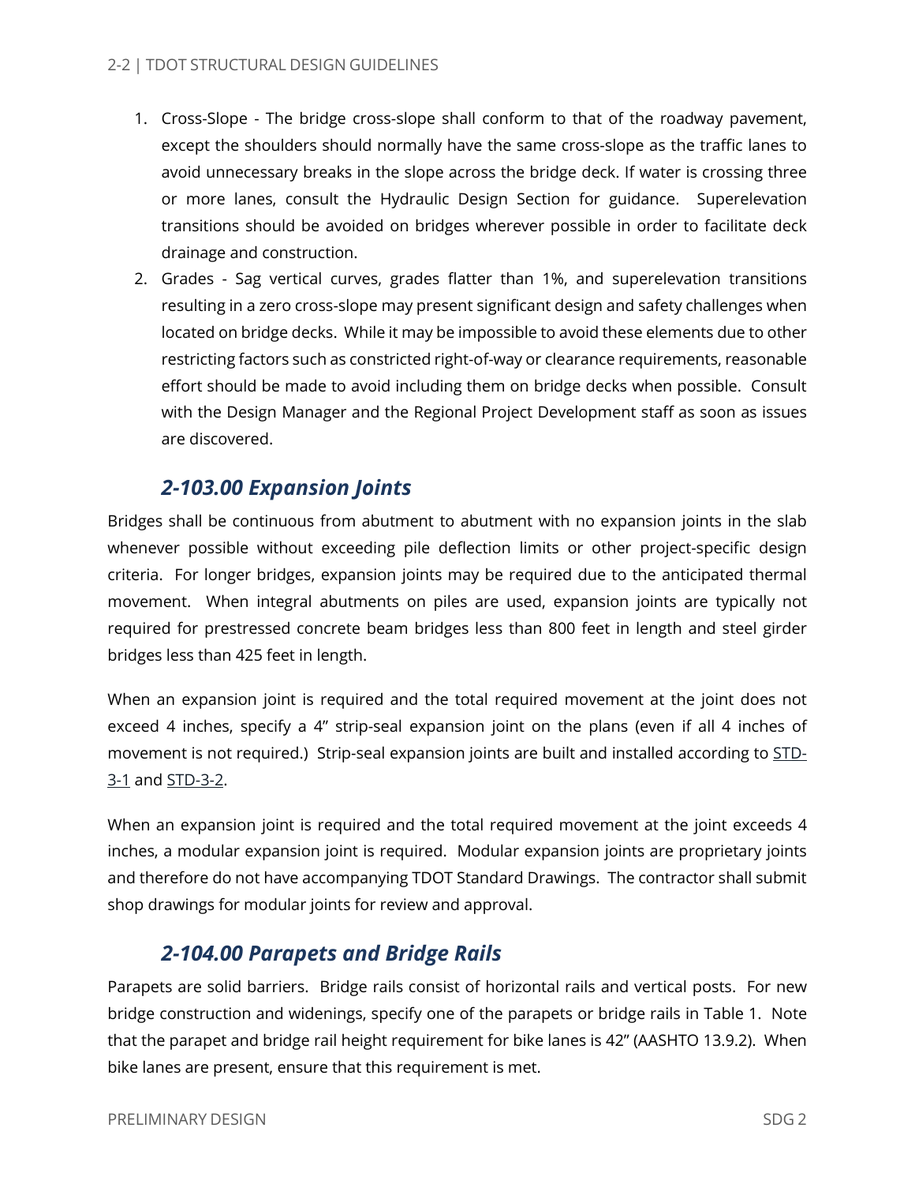1. Cross-Slope - The bridge cross-slope shall conform to that of the roadway pavement, except the shoulders should normally have the same cross-slope as the traffic lanes to avoid unnecessary breaks in the slope across the bridge deck. If water is crossing three or more lanes, consult the Hydraulic Design Section for guidance. Superelevation transitions should be avoided on bridges wherever possible in order to facilitate deck drainage and construction.
2. Grades - Sag vertical curves, grades flatter than 1%, and superelevation transitions resulting in a zero cross-slope may present significant design and safety challenges when located on bridge decks. While it may be impossible to avoid these elements due to other restricting factors such as constricted right-of-way or clearance requirements, reasonable effort should be made to avoid including them on bridge decks when possible. Consult with the Design Manager and the Regional Project Development staff as soon as issues are discovered.

## *2-103.00 Expansion Joints*

Bridges shall be continuous from abutment to abutment with no expansion joints in the slab whenever possible without exceeding pile deflection limits or other project-specific design criteria. For longer bridges, expansion joints may be required due to the anticipated thermal movement. When integral abutments on piles are used, expansion joints are typically not required for prestressed concrete beam bridges less than 800 feet in length and steel girder bridges less than 425 feet in length.

When an expansion joint is required and the total required movement at the joint does not exceed 4 inches, specify a 4" strip-seal expansion joint on the plans (even if all 4 inches of movement is not required.) Strip-seal expansion joints are built and installed according to STD-3-1 and STD-3-2.

When an expansion joint is required and the total required movement at the joint exceeds 4 inches, a modular expansion joint is required. Modular expansion joints are proprietary joints and therefore do not have accompanying TDOT Standard Drawings. The contractor shall submit shop drawings for modular joints for review and approval.

## *2-104.00 Parapets and Bridge Rails*

Parapets are solid barriers. Bridge rails consist of horizontal rails and vertical posts. For new bridge construction and widenings, specify one of the parapets or bridge rails in Table 1. Note that the parapet and bridge rail height requirement for bike lanes is 42" (AASHTO 13.9.2). When bike lanes are present, ensure that this requirement is met.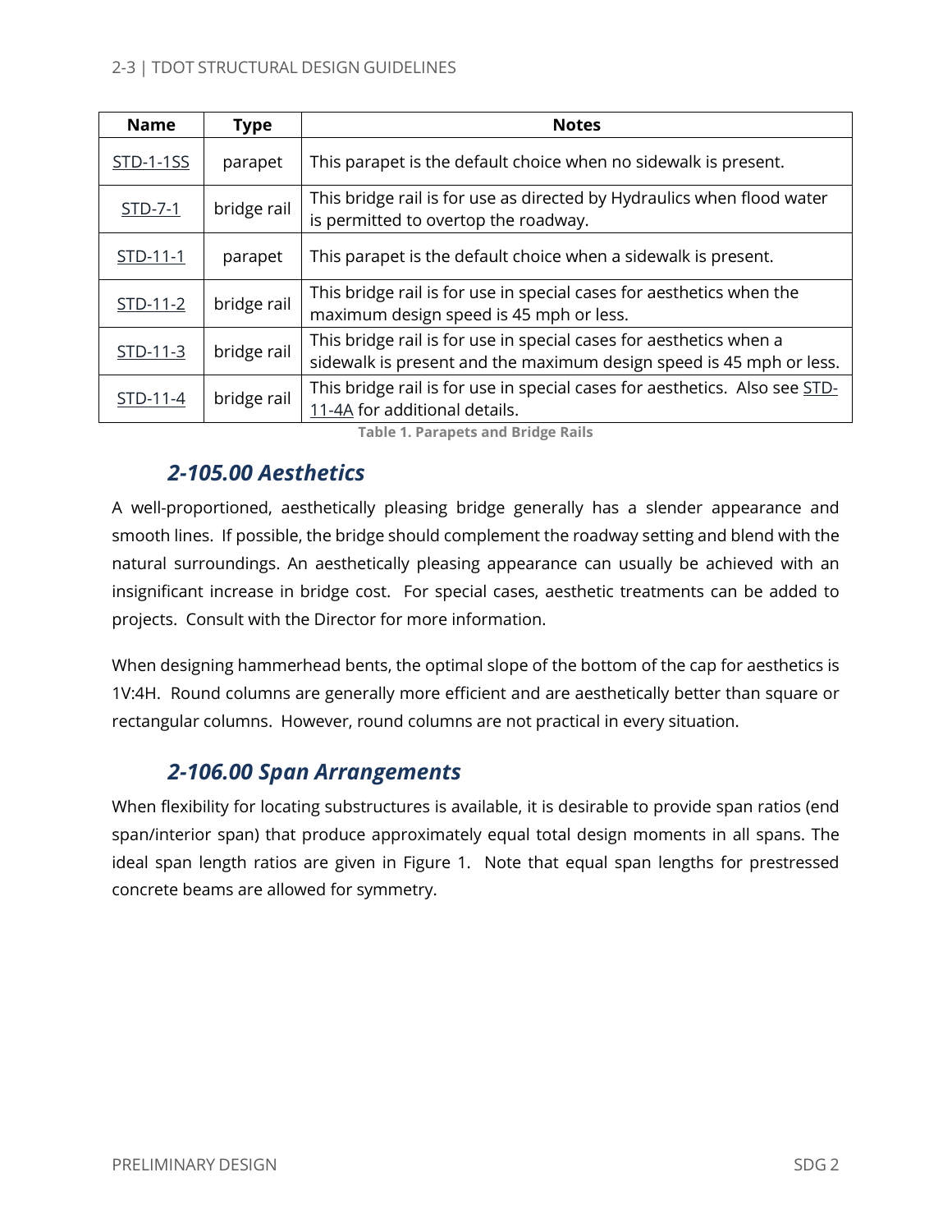| Name | Type | Notes |
| --- | --- | --- |
| STD-1-1SS | parapet | This parapet is the default choice when no sidewalk is present. |
| STD-7-1 | bridge rail | This bridge rail is for use as directed by Hydraulics when flood water is permitted to overtop the roadway. |
| STD-11-1 | parapet | This parapet is the default choice when a sidewalk is present. |
| STD-11-2 | bridge rail | This bridge rail is for use in special cases for aesthetics when the maximum design speed is 45 mph or less. |
| STD-11-3 | bridge rail | This bridge rail is for use in special cases for aesthetics when a sidewalk is present and the maximum design speed is 45 mph or less. |
| STD-11-4 | bridge rail | This bridge rail is for use in special cases for aesthetics. Also see STD-11-4A for additional details. |

**Table 1. Parapets and Bridge Rails**

### *2-105.00 Aesthetics*

A well-proportioned, aesthetically pleasing bridge generally has a slender appearance and smooth lines. If possible, the bridge should complement the roadway setting and blend with the natural surroundings. An aesthetically pleasing appearance can usually be achieved with an insignificant increase in bridge cost. For special cases, aesthetic treatments can be added to projects. Consult with the Director for more information.

When designing hammerhead bents, the optimal slope of the bottom of the cap for aesthetics is 1V:4H. Round columns are generally more efficient and are aesthetically better than square or rectangular columns. However, round columns are not practical in every situation.

### *2-106.00 Span Arrangements*

When flexibility for locating substructures is available, it is desirable to provide span ratios (end span/interior span) that produce approximately equal total design moments in all spans. The ideal span length ratios are given in Figure 1. Note that equal span lengths for prestressed concrete beams are allowed for symmetry.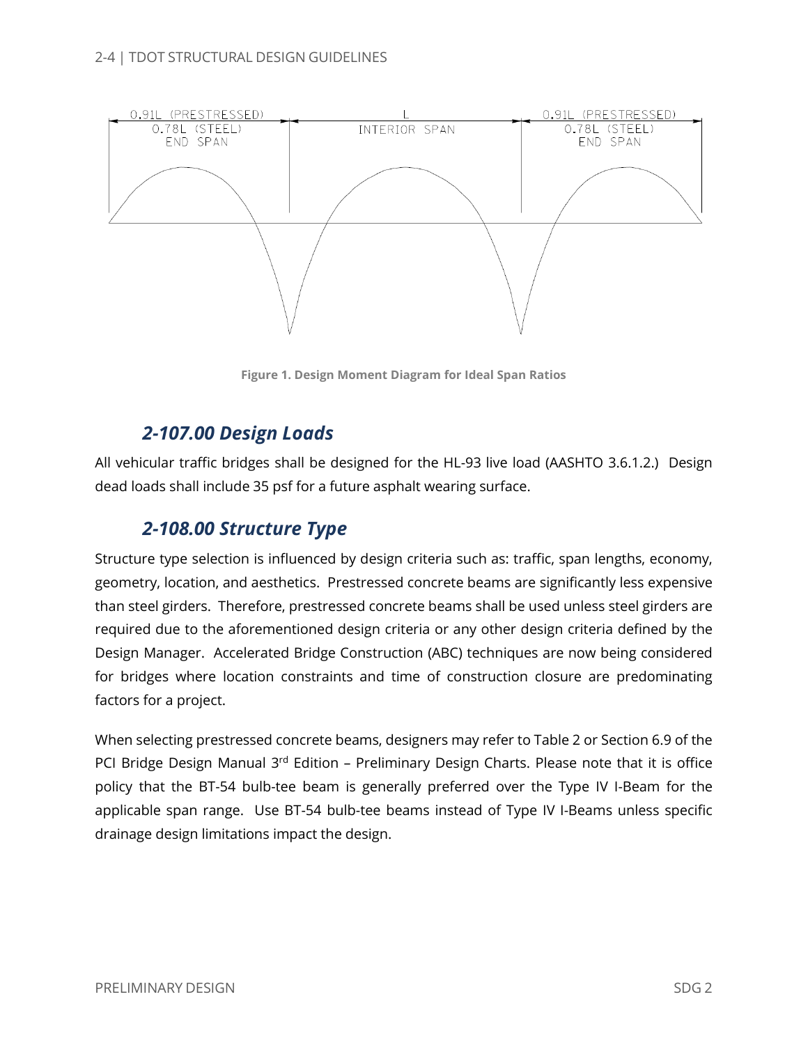0.91L (PRESTRESSED)
0.78L (STEEL)
END SPAN

L
INTERIOR SPAN

0.91L (PRESTRESSED)
0.78L (STEEL)
END SPAN

**Figure 1. Design Moment Diagram for Ideal Span Ratios**

## *2-107.00 Design Loads*

All vehicular traffic bridges shall be designed for the HL-93 live load (AASHTO 3.6.1.2.) Design dead loads shall include 35 psf for a future asphalt wearing surface.

## *2-108.00 Structure Type*

Structure type selection is influenced by design criteria such as: traffic, span lengths, economy, geometry, location, and aesthetics. Prestressed concrete beams are significantly less expensive than steel girders. Therefore, prestressed concrete beams shall be used unless steel girders are required due to the aforementioned design criteria or any other design criteria defined by the Design Manager. Accelerated Bridge Construction (ABC) techniques are now being considered for bridges where location constraints and time of construction closure are predominating factors for a project.

When selecting prestressed concrete beams, designers may refer to Table 2 or Section 6.9 of the PCI Bridge Design Manual 3rd Edition – Preliminary Design Charts. Please note that it is office policy that the BT-54 bulb-tee beam is generally preferred over the Type IV I-Beam for the applicable span range. Use BT-54 bulb-tee beams instead of Type IV I-Beams unless specific drainage design limitations impact the design.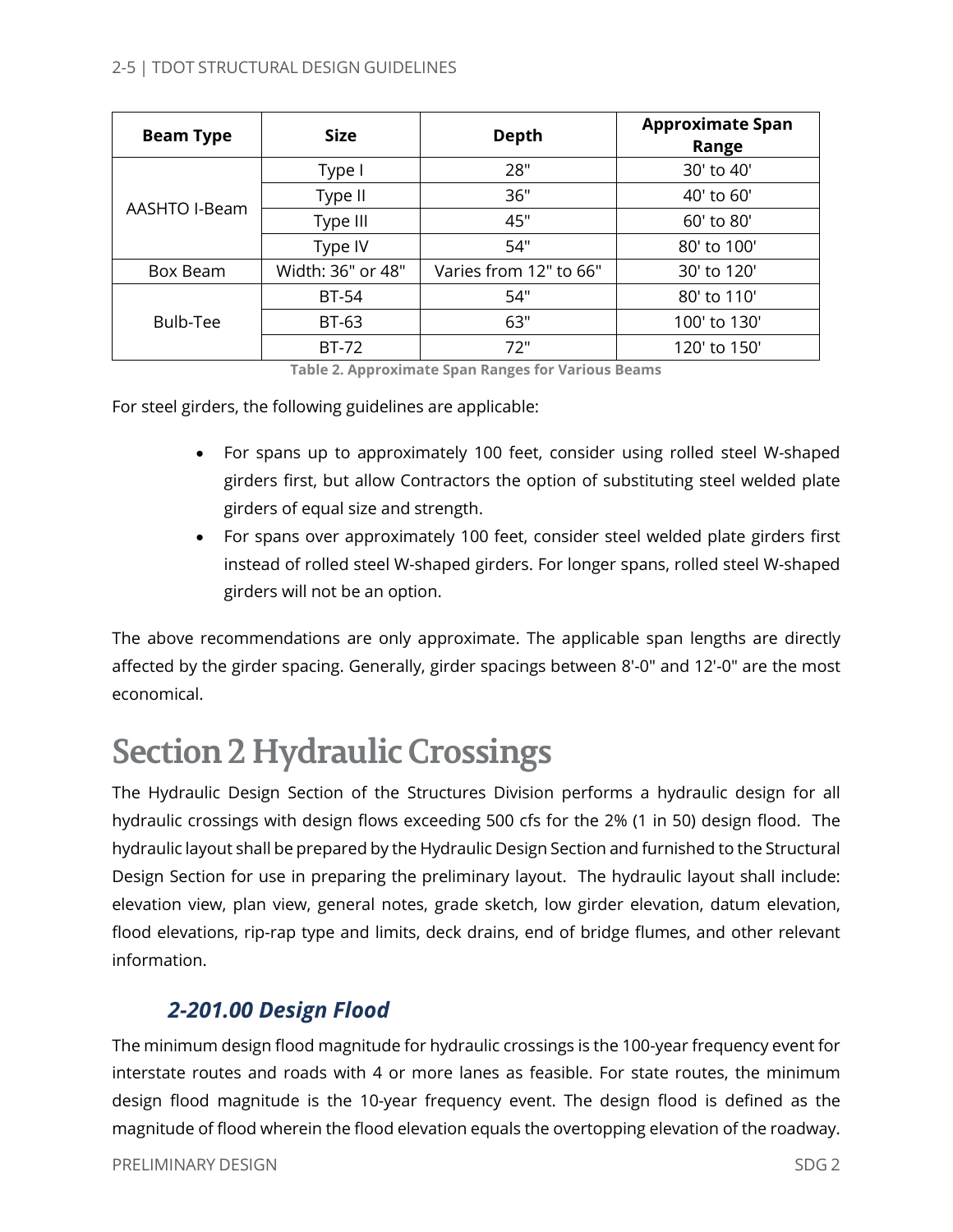| Beam Type | Size | Depth | Approximate Span Range |
|---|---|---|---|
| AASHTO I-Beam | Type I | 28" | 30' to 40' |
| | Type II | 36" | 40' to 60' |
| | Type III | 45" | 60' to 80' |
| | Type IV | 54" | 80' to 100' |
| Box Beam | Width: 36" or 48" | Varies from 12" to 66" | 30' to 120' |
| Bulb-Tee | BT-54 | 54" | 80' to 110' |
| | BT-63 | 63" | 100' to 130' |
| | BT-72 | 72" | 120' to 150' |

**Table 2. Approximate Span Ranges for Various Beams**

For steel girders, the following guidelines are applicable:

- For spans up to approximately 100 feet, consider using rolled steel W-shaped girders first, but allow Contractors the option of substituting steel welded plate girders of equal size and strength.
- For spans over approximately 100 feet, consider steel welded plate girders first instead of rolled steel W-shaped girders. For longer spans, rolled steel W-shaped girders will not be an option.

The above recommendations are only approximate. The applicable span lengths are directly affected by the girder spacing. Generally, girder spacings between 8'-0" and 12'-0" are the most economical.

# Section 2 Hydraulic Crossings

The Hydraulic Design Section of the Structures Division performs a hydraulic design for all hydraulic crossings with design flows exceeding 500 cfs for the 2% (1 in 50) design flood. The hydraulic layout shall be prepared by the Hydraulic Design Section and furnished to the Structural Design Section for use in preparing the preliminary layout. The hydraulic layout shall include: elevation view, plan view, general notes, grade sketch, low girder elevation, datum elevation, flood elevations, rip-rap type and limits, deck drains, end of bridge flumes, and other relevant information.

## *2-201.00 Design Flood*

The minimum design flood magnitude for hydraulic crossings is the 100-year frequency event for interstate routes and roads with 4 or more lanes as feasible. For state routes, the minimum design flood magnitude is the 10-year frequency event. The design flood is defined as the magnitude of flood wherein the flood elevation equals the overtopping elevation of the roadway.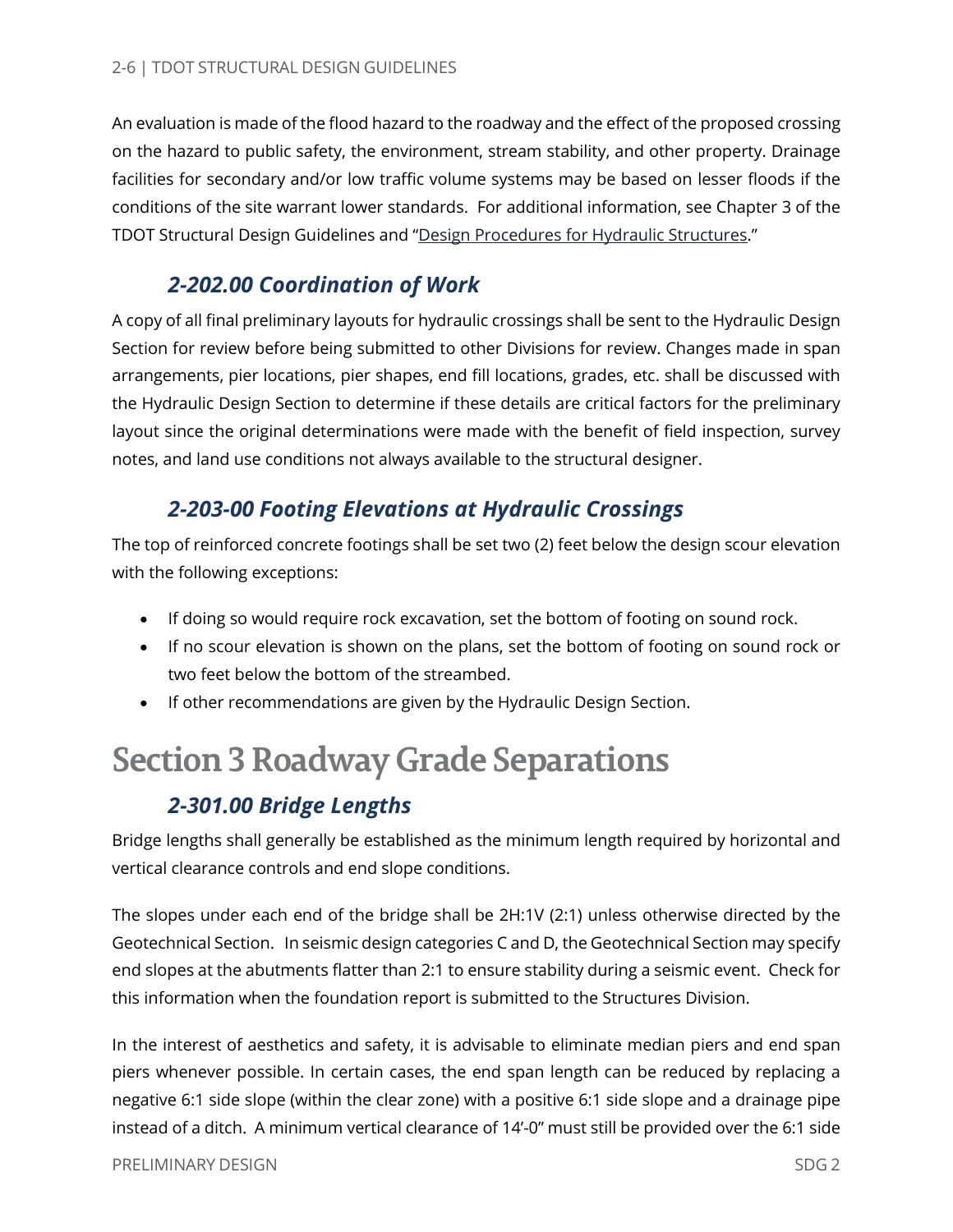An evaluation is made of the flood hazard to the roadway and the effect of the proposed crossing on the hazard to public safety, the environment, stream stability, and other property. Drainage facilities for secondary and/or low traffic volume systems may be based on lesser floods if the conditions of the site warrant lower standards. For additional information, see Chapter 3 of the TDOT Structural Design Guidelines and "Design Procedures for Hydraulic Structures."

### *2-202.00 Coordination of Work*

A copy of all final preliminary layouts for hydraulic crossings shall be sent to the Hydraulic Design Section for review before being submitted to other Divisions for review. Changes made in span arrangements, pier locations, pier shapes, end fill locations, grades, etc. shall be discussed with the Hydraulic Design Section to determine if these details are critical factors for the preliminary layout since the original determinations were made with the benefit of field inspection, survey notes, and land use conditions not always available to the structural designer.

### *2-203-00 Footing Elevations at Hydraulic Crossings*

The top of reinforced concrete footings shall be set two (2) feet below the design scour elevation with the following exceptions:

- If doing so would require rock excavation, set the bottom of footing on sound rock.
- If no scour elevation is shown on the plans, set the bottom of footing on sound rock or two feet below the bottom of the streambed.
- If other recommendations are given by the Hydraulic Design Section.

## Section 3 Roadway Grade Separations

### *2-301.00 Bridge Lengths*

Bridge lengths shall generally be established as the minimum length required by horizontal and vertical clearance controls and end slope conditions.

The slopes under each end of the bridge shall be 2H:1V (2:1) unless otherwise directed by the Geotechnical Section. In seismic design categories C and D, the Geotechnical Section may specify end slopes at the abutments flatter than 2:1 to ensure stability during a seismic event. Check for this information when the foundation report is submitted to the Structures Division.

In the interest of aesthetics and safety, it is advisable to eliminate median piers and end span piers whenever possible. In certain cases, the end span length can be reduced by replacing a negative 6:1 side slope (within the clear zone) with a positive 6:1 side slope and a drainage pipe instead of a ditch. A minimum vertical clearance of 14'-0" must still be provided over the 6:1 side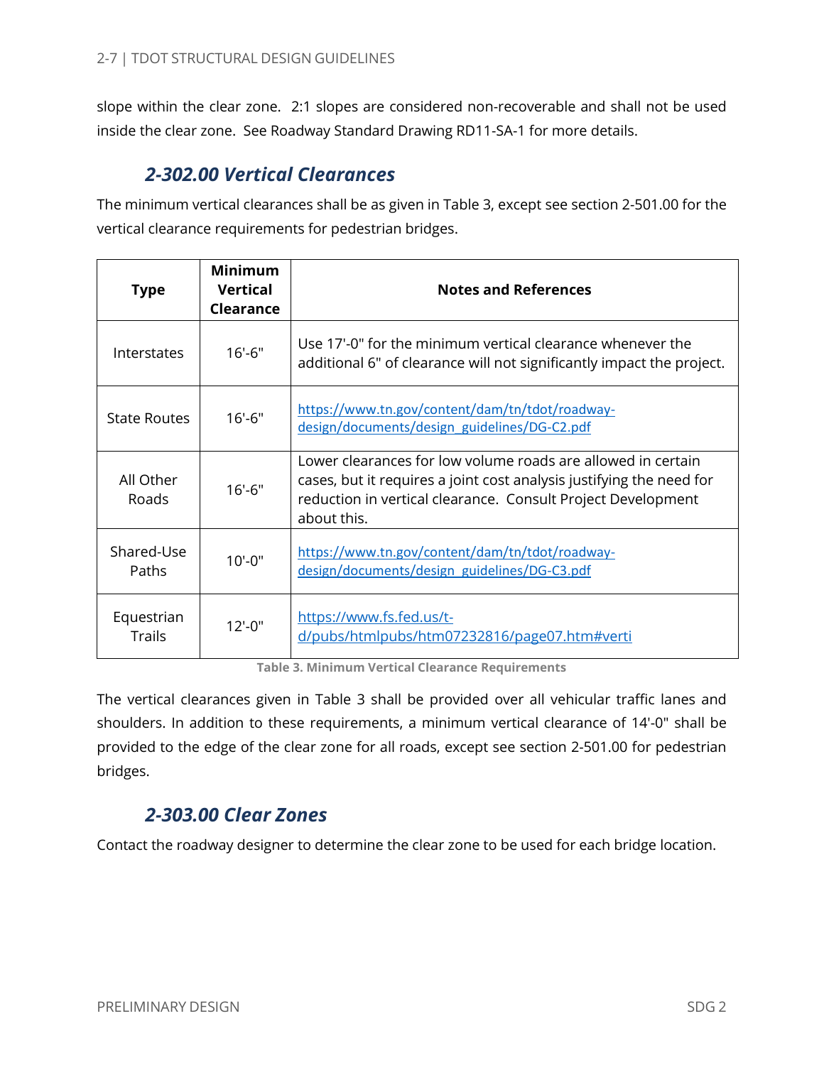slope within the clear zone. 2:1 slopes are considered non-recoverable and shall not be used inside the clear zone. See Roadway Standard Drawing RD11-SA-1 for more details.

### *2-302.00 Vertical Clearances*

The minimum vertical clearances shall be as given in Table 3, except see section 2-501.00 for the vertical clearance requirements for pedestrian bridges.

| Type | Minimum Vertical Clearance | Notes and References |
|---|---|---|
| Interstates | 16'-6" | Use 17'-0" for the minimum vertical clearance whenever the additional 6" of clearance will not significantly impact the project. |
| State Routes | 16'-6" | https://www.tn.gov/content/dam/tn/tdot/roadway-design/documents/design_guidelines/DG-C2.pdf |
| All Other Roads | 16'-6" | Lower clearances for low volume roads are allowed in certain cases, but it requires a joint cost analysis justifying the need for reduction in vertical clearance. Consult Project Development about this. |
| Shared-Use Paths | 10'-0" | https://www.tn.gov/content/dam/tn/tdot/roadway-design/documents/design_guidelines/DG-C3.pdf |
| Equestrian Trails | 12'-0" | https://www.fs.fed.us/t-d/pubs/htmlpubs/htm07232816/page07.htm#verti |

**Table 3. Minimum Vertical Clearance Requirements**

The vertical clearances given in Table 3 shall be provided over all vehicular traffic lanes and shoulders. In addition to these requirements, a minimum vertical clearance of 14'-0" shall be provided to the edge of the clear zone for all roads, except see section 2-501.00 for pedestrian bridges.

### *2-303.00 Clear Zones*

Contact the roadway designer to determine the clear zone to be used for each bridge location.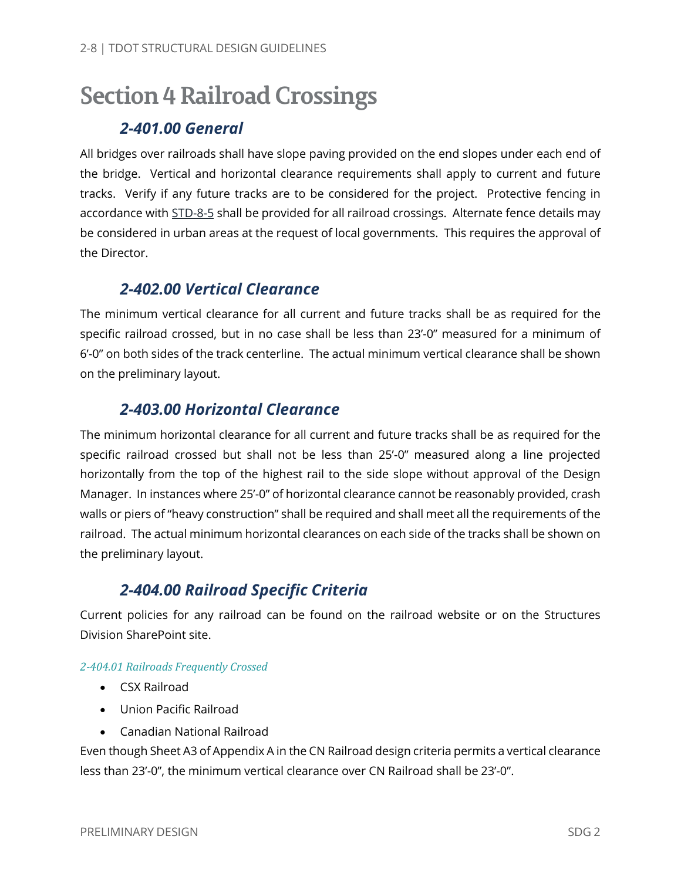# Section 4 Railroad Crossings

## 2-401.00 General

All bridges over railroads shall have slope paving provided on the end slopes under each end of the bridge. Vertical and horizontal clearance requirements shall apply to current and future tracks. Verify if any future tracks are to be considered for the project. Protective fencing in accordance with STD-8-5 shall be provided for all railroad crossings. Alternate fence details may be considered in urban areas at the request of local governments. This requires the approval of the Director.

## 2-402.00 Vertical Clearance

The minimum vertical clearance for all current and future tracks shall be as required for the specific railroad crossed, but in no case shall be less than 23'-0" measured for a minimum of 6'-0" on both sides of the track centerline. The actual minimum vertical clearance shall be shown on the preliminary layout.

## 2-403.00 Horizontal Clearance

The minimum horizontal clearance for all current and future tracks shall be as required for the specific railroad crossed but shall not be less than 25'-0" measured along a line projected horizontally from the top of the highest rail to the side slope without approval of the Design Manager. In instances where 25'-0" of horizontal clearance cannot be reasonably provided, crash walls or piers of "heavy construction" shall be required and shall meet all the requirements of the railroad. The actual minimum horizontal clearances on each side of the tracks shall be shown on the preliminary layout.

## 2-404.00 Railroad Specific Criteria

Current policies for any railroad can be found on the railroad website or on the Structures Division SharePoint site.

### *2-404.01 Railroads Frequently Crossed*

- CSX Railroad
- Union Pacific Railroad
- Canadian National Railroad

Even though Sheet A3 of Appendix A in the CN Railroad design criteria permits a vertical clearance less than 23'-0", the minimum vertical clearance over CN Railroad shall be 23'-0".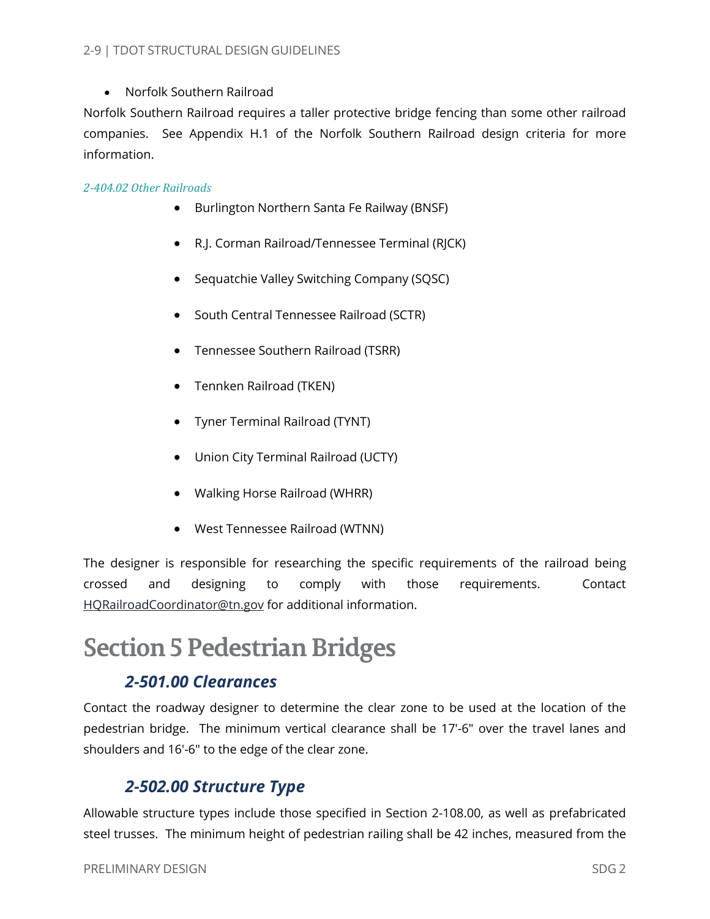- Norfolk Southern Railroad

Norfolk Southern Railroad requires a taller protective bridge fencing than some other railroad companies. See Appendix H.1 of the Norfolk Southern Railroad design criteria for more information.

#### *2-404.02 Other Railroads*

- Burlington Northern Santa Fe Railway (BNSF)
- R.J. Corman Railroad/Tennessee Terminal (RJCK)
- Sequatchie Valley Switching Company (SQSC)
- South Central Tennessee Railroad (SCTR)
- Tennessee Southern Railroad (TSRR)
- Tennken Railroad (TKEN)
- Tyner Terminal Railroad (TYNT)
- Union City Terminal Railroad (UCTY)
- Walking Horse Railroad (WHRR)
- West Tennessee Railroad (WTNN)

The designer is responsible for researching the specific requirements of the railroad being crossed and designing to comply with those requirements. Contact HQRailroadCoordinator@tn.gov for additional information.

# Section 5 Pedestrian Bridges

## *2-501.00 Clearances*

Contact the roadway designer to determine the clear zone to be used at the location of the pedestrian bridge. The minimum vertical clearance shall be 17'-6" over the travel lanes and shoulders and 16'-6" to the edge of the clear zone.

## *2-502.00 Structure Type*

Allowable structure types include those specified in Section 2-108.00, as well as prefabricated steel trusses. The minimum height of pedestrian railing shall be 42 inches, measured from the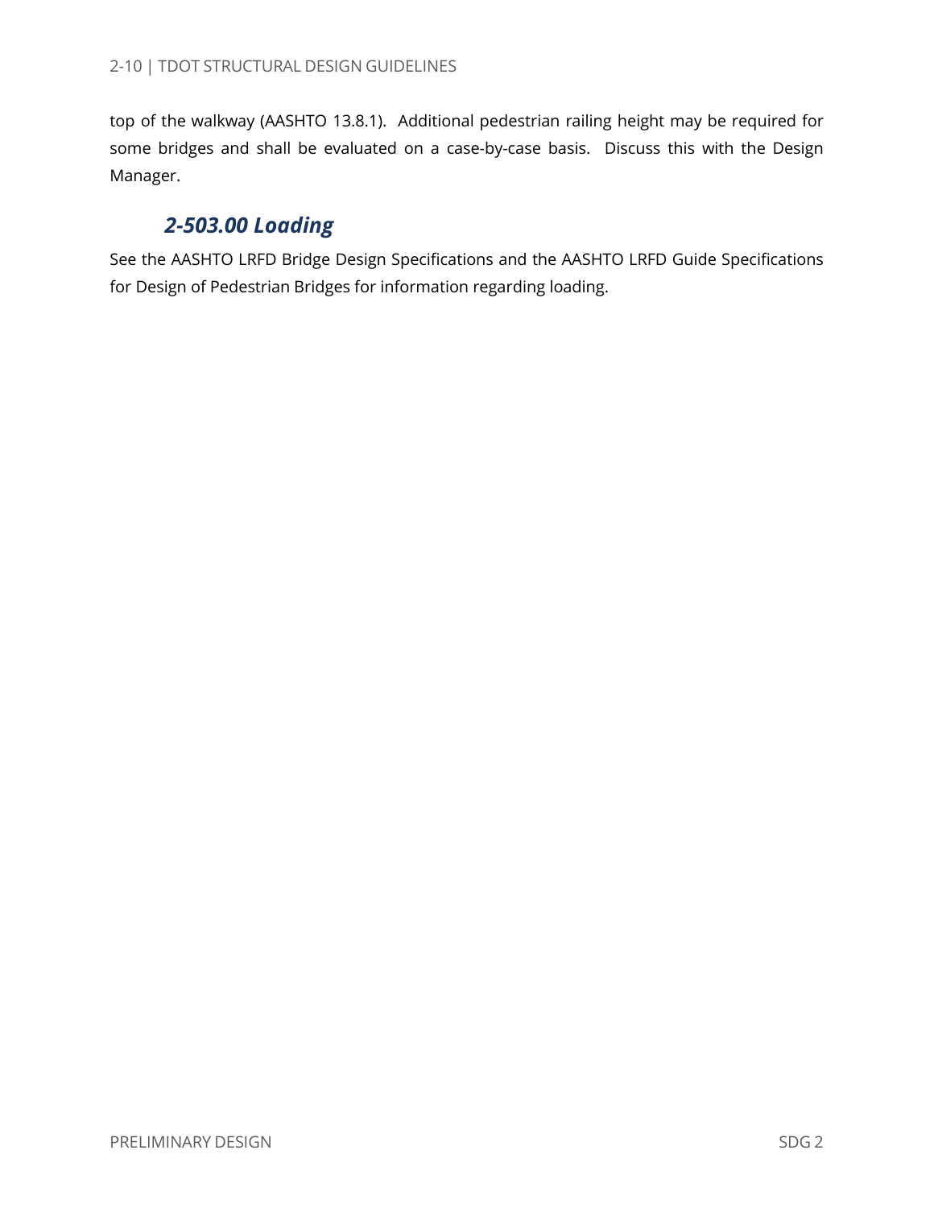top of the walkway (AASHTO 13.8.1). Additional pedestrian railing height may be required for some bridges and shall be evaluated on a case-by-case basis. Discuss this with the Design Manager.

### *2-503.00 Loading*

See the AASHTO LRFD Bridge Design Specifications and the AASHTO LRFD Guide Specifications for Design of Pedestrian Bridges for information regarding loading.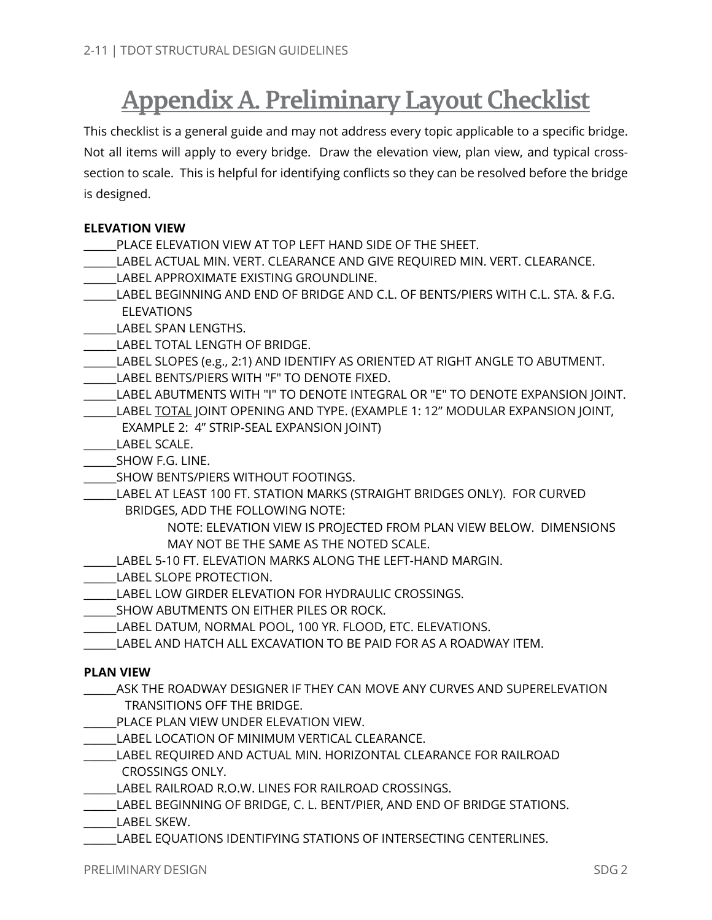# Appendix A. Preliminary Layout Checklist

This checklist is a general guide and may not address every topic applicable to a specific bridge. Not all items will apply to every bridge. Draw the elevation view, plan view, and typical cross-section to scale. This is helpful for identifying conflicts so they can be resolved before the bridge is designed.

**ELEVATION VIEW**

______PLACE ELEVATION VIEW AT TOP LEFT HAND SIDE OF THE SHEET.
______LABEL ACTUAL MIN. VERT. CLEARANCE AND GIVE REQUIRED MIN. VERT. CLEARANCE.
______LABEL APPROXIMATE EXISTING GROUNDLINE.
______LABEL BEGINNING AND END OF BRIDGE AND C.L. OF BENTS/PIERS WITH C.L. STA. & F.G. ELEVATIONS
______LABEL SPAN LENGTHS.
______LABEL TOTAL LENGTH OF BRIDGE.
______LABEL SLOPES (e.g., 2:1) AND IDENTIFY AS ORIENTED AT RIGHT ANGLE TO ABUTMENT.
______LABEL BENTS/PIERS WITH "F" TO DENOTE FIXED.
______LABEL ABUTMENTS WITH "I" TO DENOTE INTEGRAL OR "E" TO DENOTE EXPANSION JOINT.
______LABEL <u>TOTAL</u> JOINT OPENING AND TYPE. (EXAMPLE 1: 12" MODULAR EXPANSION JOINT, EXAMPLE 2: 4" STRIP-SEAL EXPANSION JOINT)
______LABEL SCALE.
______SHOW F.G. LINE.
______SHOW BENTS/PIERS WITHOUT FOOTINGS.
______LABEL AT LEAST 100 FT. STATION MARKS (STRAIGHT BRIDGES ONLY). FOR CURVED BRIDGES, ADD THE FOLLOWING NOTE:

> NOTE: ELEVATION VIEW IS PROJECTED FROM PLAN VIEW BELOW. DIMENSIONS MAY NOT BE THE SAME AS THE NOTED SCALE.

______LABEL 5-10 FT. ELEVATION MARKS ALONG THE LEFT-HAND MARGIN.
______LABEL SLOPE PROTECTION.
______LABEL LOW GIRDER ELEVATION FOR HYDRAULIC CROSSINGS.
______SHOW ABUTMENTS ON EITHER PILES OR ROCK.
______LABEL DATUM, NORMAL POOL, 100 YR. FLOOD, ETC. ELEVATIONS.
______LABEL AND HATCH ALL EXCAVATION TO BE PAID FOR AS A ROADWAY ITEM.

**PLAN VIEW**

______ASK THE ROADWAY DESIGNER IF THEY CAN MOVE ANY CURVES AND SUPERELEVATION TRANSITIONS OFF THE BRIDGE.
______PLACE PLAN VIEW UNDER ELEVATION VIEW.
______LABEL LOCATION OF MINIMUM VERTICAL CLEARANCE.
______LABEL REQUIRED AND ACTUAL MIN. HORIZONTAL CLEARANCE FOR RAILROAD CROSSINGS ONLY.
______LABEL RAILROAD R.O.W. LINES FOR RAILROAD CROSSINGS.
______LABEL BEGINNING OF BRIDGE, C. L. BENT/PIER, AND END OF BRIDGE STATIONS.
______LABEL SKEW.
______LABEL EQUATIONS IDENTIFYING STATIONS OF INTERSECTING CENTERLINES.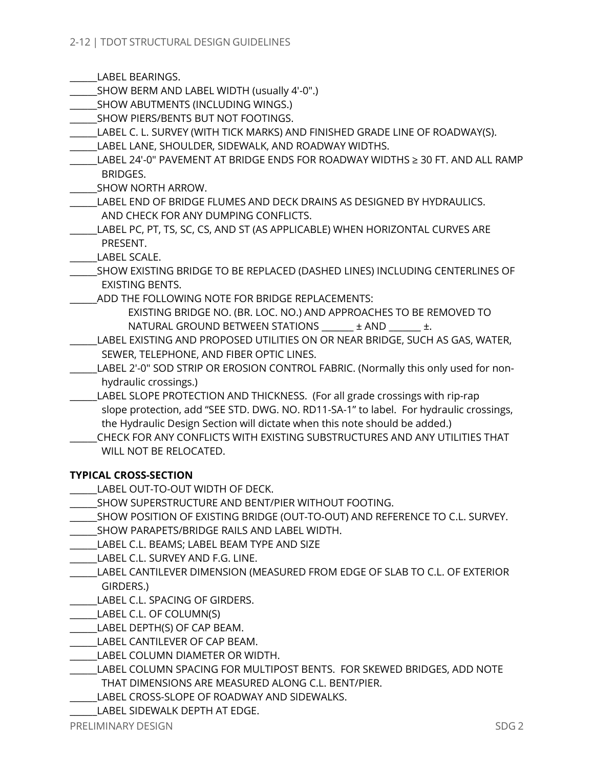______LABEL BEARINGS.
______SHOW BERM AND LABEL WIDTH (usually 4'-0".)
______SHOW ABUTMENTS (INCLUDING WINGS.)
______SHOW PIERS/BENTS BUT NOT FOOTINGS.
______LABEL C. L. SURVEY (WITH TICK MARKS) AND FINISHED GRADE LINE OF ROADWAY(S).
______LABEL LANE, SHOULDER, SIDEWALK, AND ROADWAY WIDTHS.
______LABEL 24'-0" PAVEMENT AT BRIDGE ENDS FOR ROADWAY WIDTHS ≥ 30 FT. AND ALL RAMP BRIDGES.
______SHOW NORTH ARROW.
______LABEL END OF BRIDGE FLUMES AND DECK DRAINS AS DESIGNED BY HYDRAULICS. AND CHECK FOR ANY DUMPING CONFLICTS.
______LABEL PC, PT, TS, SC, CS, AND ST (AS APPLICABLE) WHEN HORIZONTAL CURVES ARE PRESENT.
______LABEL SCALE.
______SHOW EXISTING BRIDGE TO BE REPLACED (DASHED LINES) INCLUDING CENTERLINES OF EXISTING BENTS.
______ADD THE FOLLOWING NOTE FOR BRIDGE REPLACEMENTS:

EXISTING BRIDGE NO. (BR. LOC. NO.) AND APPROACHES TO BE REMOVED TO NATURAL GROUND BETWEEN STATIONS _______ ± AND _______ ±.

______LABEL EXISTING AND PROPOSED UTILITIES ON OR NEAR BRIDGE, SUCH AS GAS, WATER, SEWER, TELEPHONE, AND FIBER OPTIC LINES.
______LABEL 2'-0" SOD STRIP OR EROSION CONTROL FABRIC. (Normally this only used for non-hydraulic crossings.)
______LABEL SLOPE PROTECTION AND THICKNESS. (For all grade crossings with rip-rap slope protection, add "SEE STD. DWG. NO. RD11-SA-1" to label. For hydraulic crossings, the Hydraulic Design Section will dictate when this note should be added.)
______CHECK FOR ANY CONFLICTS WITH EXISTING SUBSTRUCTURES AND ANY UTILITIES THAT WILL NOT BE RELOCATED.

**TYPICAL CROSS-SECTION**

______LABEL OUT-TO-OUT WIDTH OF DECK.
______SHOW SUPERSTRUCTURE AND BENT/PIER WITHOUT FOOTING.
______SHOW POSITION OF EXISTING BRIDGE (OUT-TO-OUT) AND REFERENCE TO C.L. SURVEY.
______SHOW PARAPETS/BRIDGE RAILS AND LABEL WIDTH.
______LABEL C.L. BEAMS; LABEL BEAM TYPE AND SIZE
______LABEL C.L. SURVEY AND F.G. LINE.
______LABEL CANTILEVER DIMENSION (MEASURED FROM EDGE OF SLAB TO C.L. OF EXTERIOR GIRDERS.)
______LABEL C.L. SPACING OF GIRDERS.
______LABEL C.L. OF COLUMN(S)
______LABEL DEPTH(S) OF CAP BEAM.
______LABEL CANTILEVER OF CAP BEAM.
______LABEL COLUMN DIAMETER OR WIDTH.
______LABEL COLUMN SPACING FOR MULTIPOST BENTS. FOR SKEWED BRIDGES, ADD NOTE THAT DIMENSIONS ARE MEASURED ALONG C.L. BENT/PIER.
______LABEL CROSS-SLOPE OF ROADWAY AND SIDEWALKS.
______LABEL SIDEWALK DEPTH AT EDGE.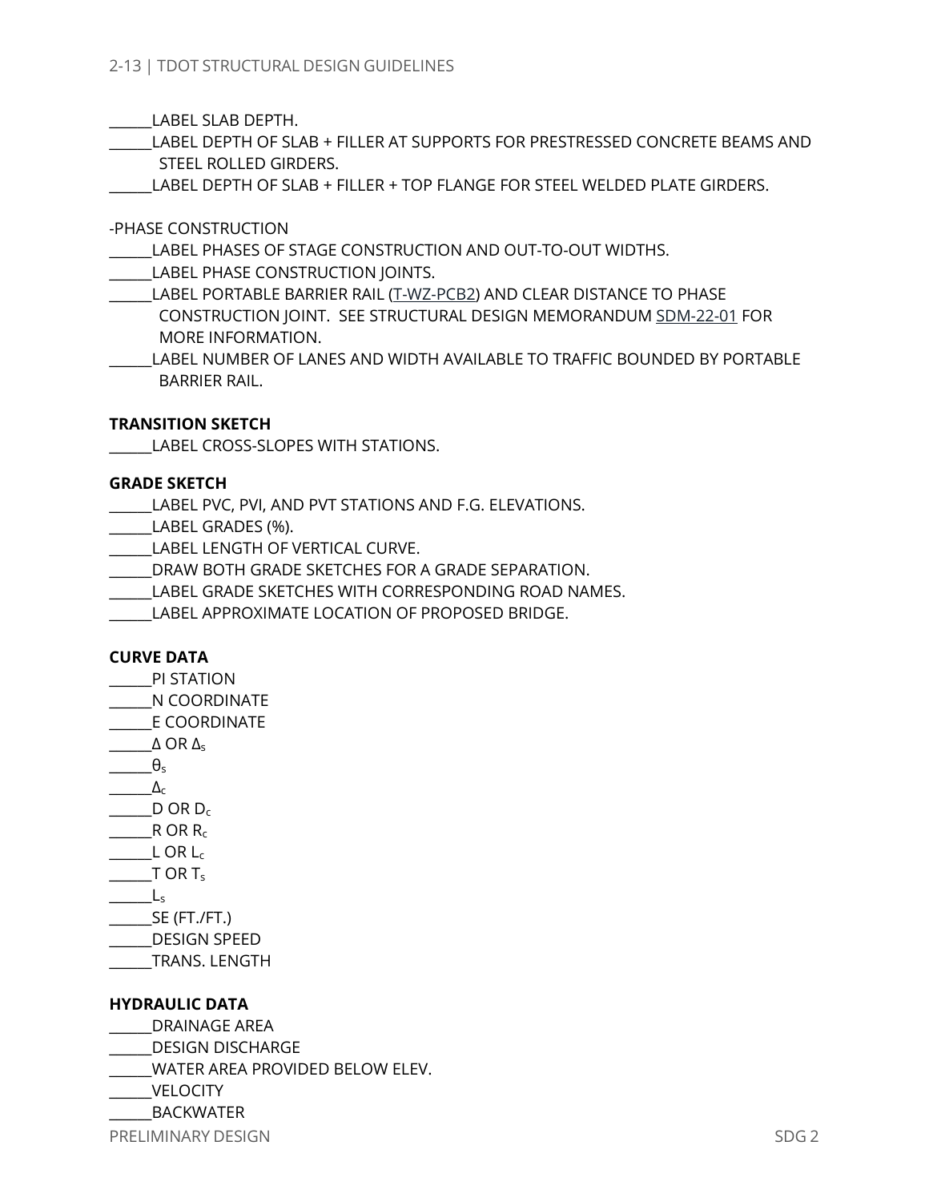______LABEL SLAB DEPTH.
______LABEL DEPTH OF SLAB + FILLER AT SUPPORTS FOR PRESTRESSED CONCRETE BEAMS AND STEEL ROLLED GIRDERS.
______LABEL DEPTH OF SLAB + FILLER + TOP FLANGE FOR STEEL WELDED PLATE GIRDERS.

-PHASE CONSTRUCTION
______LABEL PHASES OF STAGE CONSTRUCTION AND OUT-TO-OUT WIDTHS.
______LABEL PHASE CONSTRUCTION JOINTS.
______LABEL PORTABLE BARRIER RAIL (T-WZ-PCB2) AND CLEAR DISTANCE TO PHASE CONSTRUCTION JOINT. SEE STRUCTURAL DESIGN MEMORANDUM SDM-22-01 FOR MORE INFORMATION.
______LABEL NUMBER OF LANES AND WIDTH AVAILABLE TO TRAFFIC BOUNDED BY PORTABLE BARRIER RAIL.

**TRANSITION SKETCH**
______LABEL CROSS-SLOPES WITH STATIONS.

**GRADE SKETCH**
______LABEL PVC, PVI, AND PVT STATIONS AND F.G. ELEVATIONS.
______LABEL GRADES (%).
______LABEL LENGTH OF VERTICAL CURVE.
______DRAW BOTH GRADE SKETCHES FOR A GRADE SEPARATION.
______LABEL GRADE SKETCHES WITH CORRESPONDING ROAD NAMES.
______LABEL APPROXIMATE LOCATION OF PROPOSED BRIDGE.

**CURVE DATA**
______PI STATION
______N COORDINATE
______E COORDINATE
______$\Delta$ OR $\Delta_s$
______$\theta_s$
______$\Delta_c$
______D OR $D_c$
______R OR $R_c$
______L OR $L_c$
______T OR $T_s$
______$L_s$
______SE (FT./FT.)
______DESIGN SPEED
______TRANS. LENGTH

**HYDRAULIC DATA**
______DRAINAGE AREA
______DESIGN DISCHARGE
______WATER AREA PROVIDED BELOW ELEV.
______VELOCITY
______BACKWATER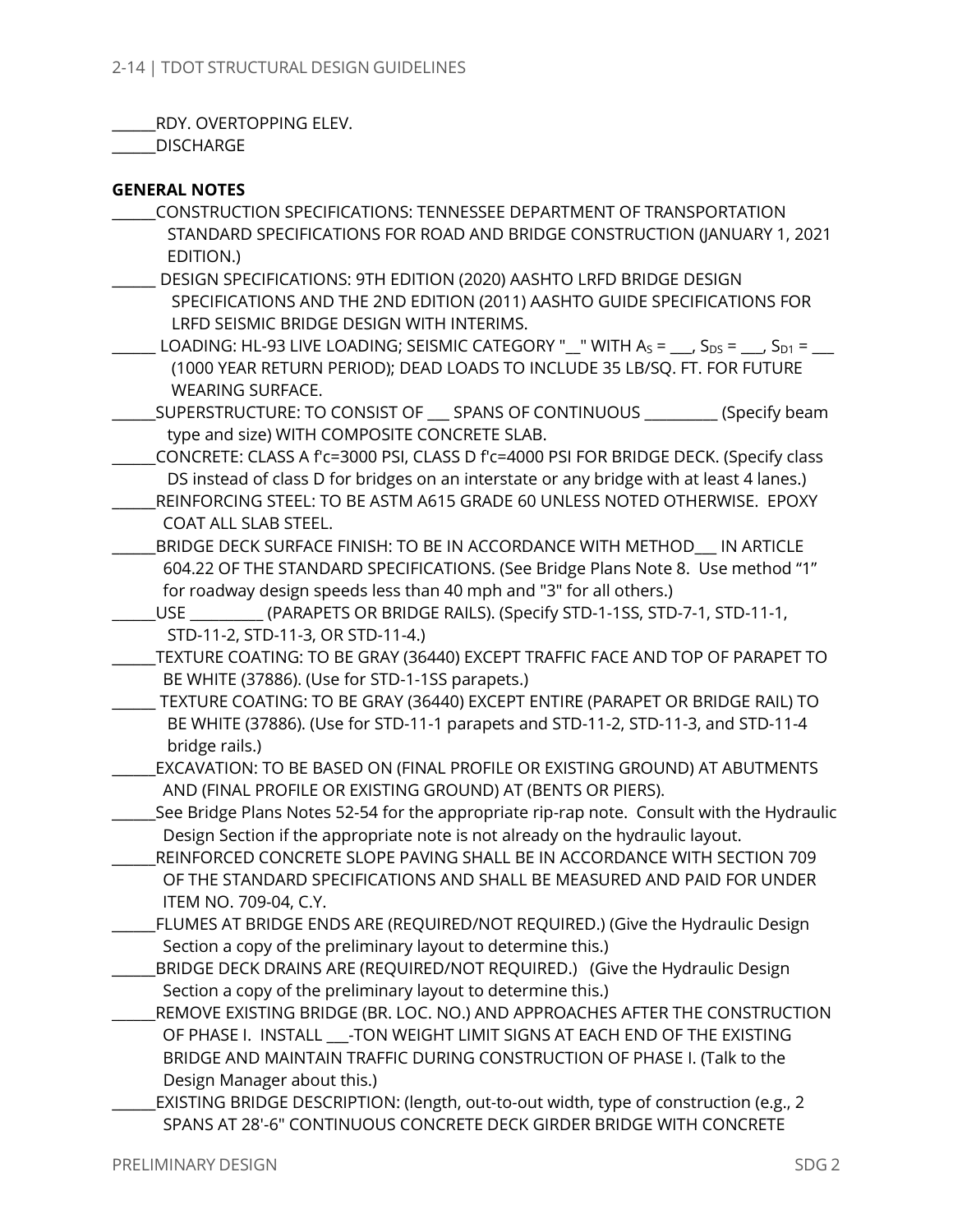______RDY. OVERTOPPING ELEV.

______DISCHARGE

**GENERAL NOTES**

______CONSTRUCTION SPECIFICATIONS: TENNESSEE DEPARTMENT OF TRANSPORTATION STANDARD SPECIFICATIONS FOR ROAD AND BRIDGE CONSTRUCTION (JANUARY 1, 2021 EDITION.)

______ DESIGN SPECIFICATIONS: 9TH EDITION (2020) AASHTO LRFD BRIDGE DESIGN SPECIFICATIONS AND THE 2ND EDITION (2011) AASHTO GUIDE SPECIFICATIONS FOR LRFD SEISMIC BRIDGE DESIGN WITH INTERIMS.

______ LOADING: HL-93 LIVE LOADING; SEISMIC CATEGORY "__" WITH $A_S$ = ___, $S_{DS}$ = ___, $S_{D1}$ = ___ (1000 YEAR RETURN PERIOD); DEAD LOADS TO INCLUDE 35 LB/SQ. FT. FOR FUTURE WEARING SURFACE.

______SUPERSTRUCTURE: TO CONSIST OF ___ SPANS OF CONTINUOUS __________ (Specify beam type and size) WITH COMPOSITE CONCRETE SLAB.

______CONCRETE: CLASS A f'c=3000 PSI, CLASS D f'c=4000 PSI FOR BRIDGE DECK. (Specify class DS instead of class D for bridges on an interstate or any bridge with at least 4 lanes.)

______REINFORCING STEEL: TO BE ASTM A615 GRADE 60 UNLESS NOTED OTHERWISE. EPOXY COAT ALL SLAB STEEL.

______BRIDGE DECK SURFACE FINISH: TO BE IN ACCORDANCE WITH METHOD___ IN ARTICLE 604.22 OF THE STANDARD SPECIFICATIONS. (See Bridge Plans Note 8. Use method "1" for roadway design speeds less than 40 mph and "3" for all others.)

______USE __________ (PARAPETS OR BRIDGE RAILS). (Specify STD-1-1SS, STD-7-1, STD-11-1, STD-11-2, STD-11-3, OR STD-11-4.)

______TEXTURE COATING: TO BE GRAY (36440) EXCEPT TRAFFIC FACE AND TOP OF PARAPET TO BE WHITE (37886). (Use for STD-1-1SS parapets.)

______ TEXTURE COATING: TO BE GRAY (36440) EXCEPT ENTIRE (PARAPET OR BRIDGE RAIL) TO BE WHITE (37886). (Use for STD-11-1 parapets and STD-11-2, STD-11-3, and STD-11-4 bridge rails.)

______EXCAVATION: TO BE BASED ON (FINAL PROFILE OR EXISTING GROUND) AT ABUTMENTS AND (FINAL PROFILE OR EXISTING GROUND) AT (BENTS OR PIERS).

______See Bridge Plans Notes 52-54 for the appropriate rip-rap note. Consult with the Hydraulic Design Section if the appropriate note is not already on the hydraulic layout.

______REINFORCED CONCRETE SLOPE PAVING SHALL BE IN ACCORDANCE WITH SECTION 709 OF THE STANDARD SPECIFICATIONS AND SHALL BE MEASURED AND PAID FOR UNDER ITEM NO. 709-04, C.Y.

______FLUMES AT BRIDGE ENDS ARE (REQUIRED/NOT REQUIRED.) (Give the Hydraulic Design Section a copy of the preliminary layout to determine this.)

______BRIDGE DECK DRAINS ARE (REQUIRED/NOT REQUIRED.) (Give the Hydraulic Design Section a copy of the preliminary layout to determine this.)

______REMOVE EXISTING BRIDGE (BR. LOC. NO.) AND APPROACHES AFTER THE CONSTRUCTION OF PHASE I. INSTALL ___-TON WEIGHT LIMIT SIGNS AT EACH END OF THE EXISTING BRIDGE AND MAINTAIN TRAFFIC DURING CONSTRUCTION OF PHASE I. (Talk to the Design Manager about this.)

______EXISTING BRIDGE DESCRIPTION: (length, out-to-out width, type of construction (e.g., 2 SPANS AT 28'-6" CONTINUOUS CONCRETE DECK GIRDER BRIDGE WITH CONCRETE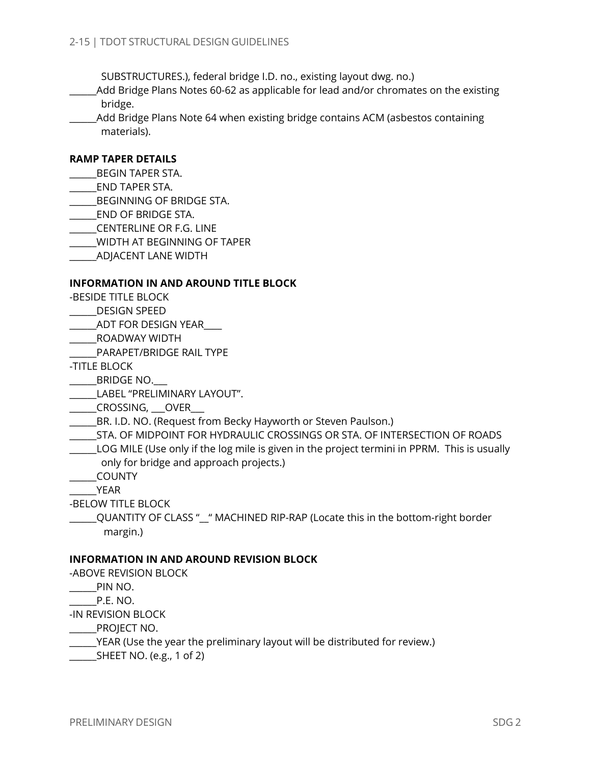SUBSTRUCTURES.), federal bridge I.D. no., existing layout dwg. no.)

______Add Bridge Plans Notes 60-62 as applicable for lead and/or chromates on the existing bridge.

______Add Bridge Plans Note 64 when existing bridge contains ACM (asbestos containing materials).

**RAMP TAPER DETAILS**

______BEGIN TAPER STA.

______END TAPER STA.

______BEGINNING OF BRIDGE STA.

______END OF BRIDGE STA.

______CENTERLINE OR F.G. LINE

______WIDTH AT BEGINNING OF TAPER

______ADJACENT LANE WIDTH

**INFORMATION IN AND AROUND TITLE BLOCK**

-BESIDE TITLE BLOCK

______DESIGN SPEED

______ADT FOR DESIGN YEAR____

______ROADWAY WIDTH

______PARAPET/BRIDGE RAIL TYPE

-TITLE BLOCK

______BRIDGE NO.___

______LABEL “PRELIMINARY LAYOUT”.

______CROSSING, ___OVER___

______BR. I.D. NO. (Request from Becky Hayworth or Steven Paulson.)

______STA. OF MIDPOINT FOR HYDRAULIC CROSSINGS OR STA. OF INTERSECTION OF ROADS

______LOG MILE (Use only if the log mile is given in the project termini in PPRM. This is usually only for bridge and approach projects.)

______COUNTY

______YEAR

-BELOW TITLE BLOCK

______QUANTITY OF CLASS “__“ MACHINED RIP-RAP (Locate this in the bottom-right border margin.)

**INFORMATION IN AND AROUND REVISION BLOCK**

-ABOVE REVISION BLOCK

______PIN NO.

______P.E. NO.

-IN REVISION BLOCK

______PROJECT NO.

______YEAR (Use the year the preliminary layout will be distributed for review.)

______SHEET NO. (e.g., 1 of 2)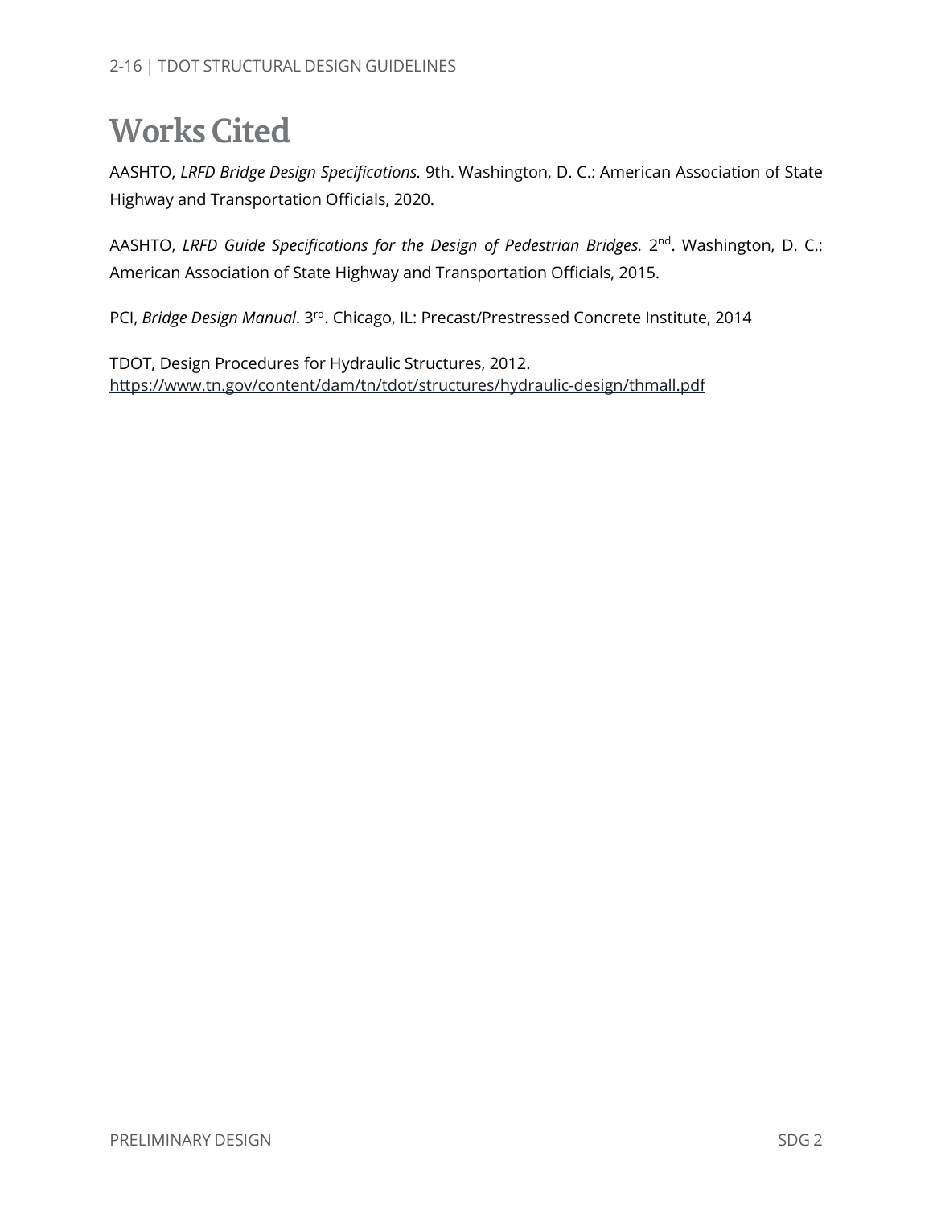# Works Cited

AASHTO, *LRFD Bridge Design Specifications.* 9th. Washington, D. C.: American Association of State Highway and Transportation Officials, 2020.

AASHTO, *LRFD Guide Specifications for the Design of Pedestrian Bridges.* 2nd. Washington, D. C.: American Association of State Highway and Transportation Officials, 2015.

PCI, *Bridge Design Manual*. 3rd. Chicago, IL: Precast/Prestressed Concrete Institute, 2014

TDOT, Design Procedures for Hydraulic Structures, 2012. https://www.tn.gov/content/dam/tn/tdot/structures/hydraulic-design/thmall.pdf